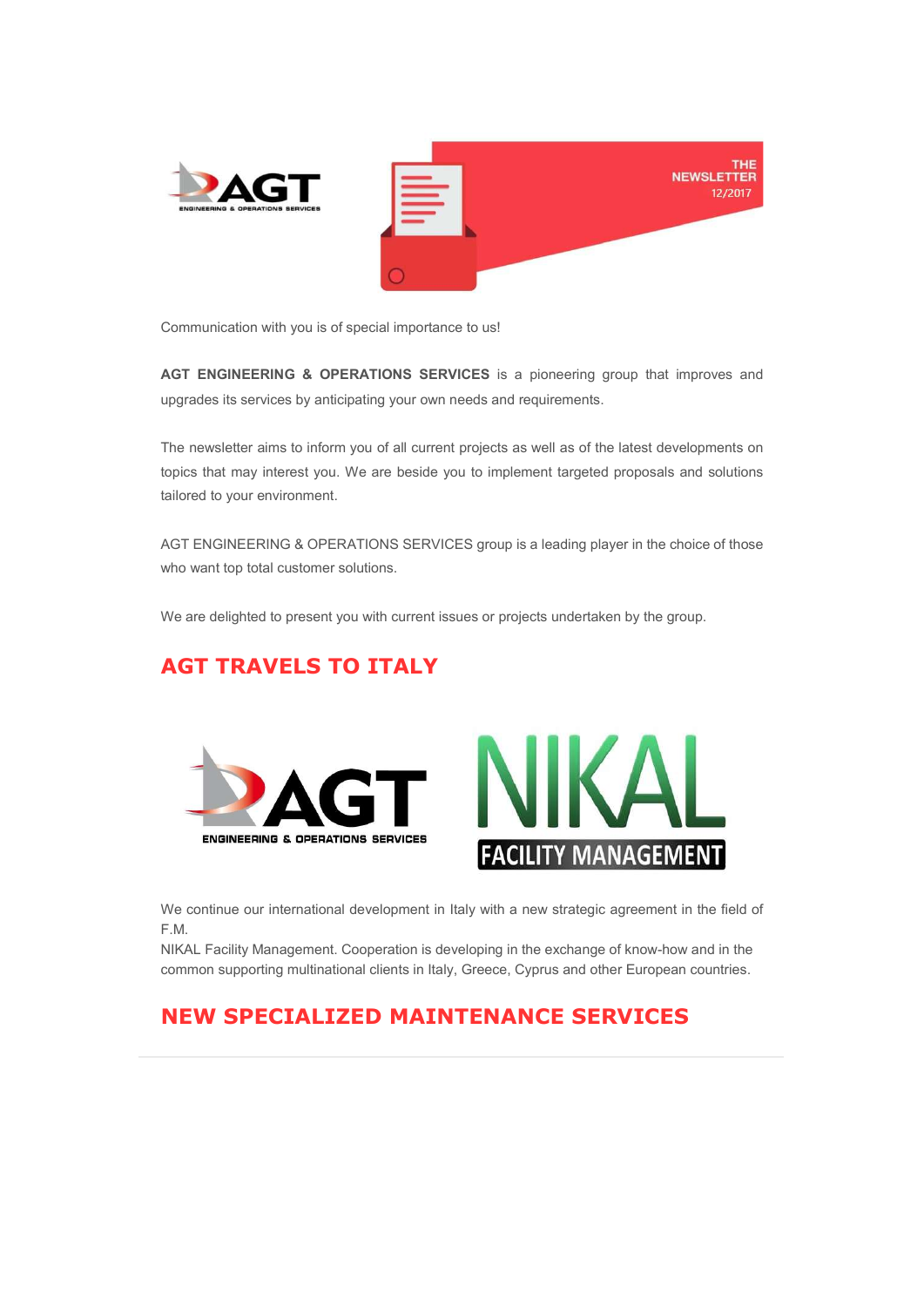THE NEWSLETTER 12/2017

Communication with you is of special importance to us!

**AGT ENGINEERING & OPERATIONS SERVICES** is a pioneering group that improves and upgrades its services by anticipating your own needs and requirements.

The newsletter aims to inform you of all current projects as well as of the latest developments on topics that may interest you. We are beside you to implement targeted proposals and solutions tailored to your environment.

AGT ENGINEERING & OPERATIONS SERVICES group is a leading player in the choice of those who want top total customer solutions.

We are delighted to present you with current issues or projects undertaken by the group.

## AGT TRAVELS TO ITALY

We continue our international development in Italy with a new strategic agreement in the field of F.M.
NIKAL Facility Management. Cooperation is developing in the exchange of know-how and in the common supporting multinational clients in Italy, Greece, Cyprus and other European countries.

## NEW SPECIALIZED MAINTENANCE SERVICES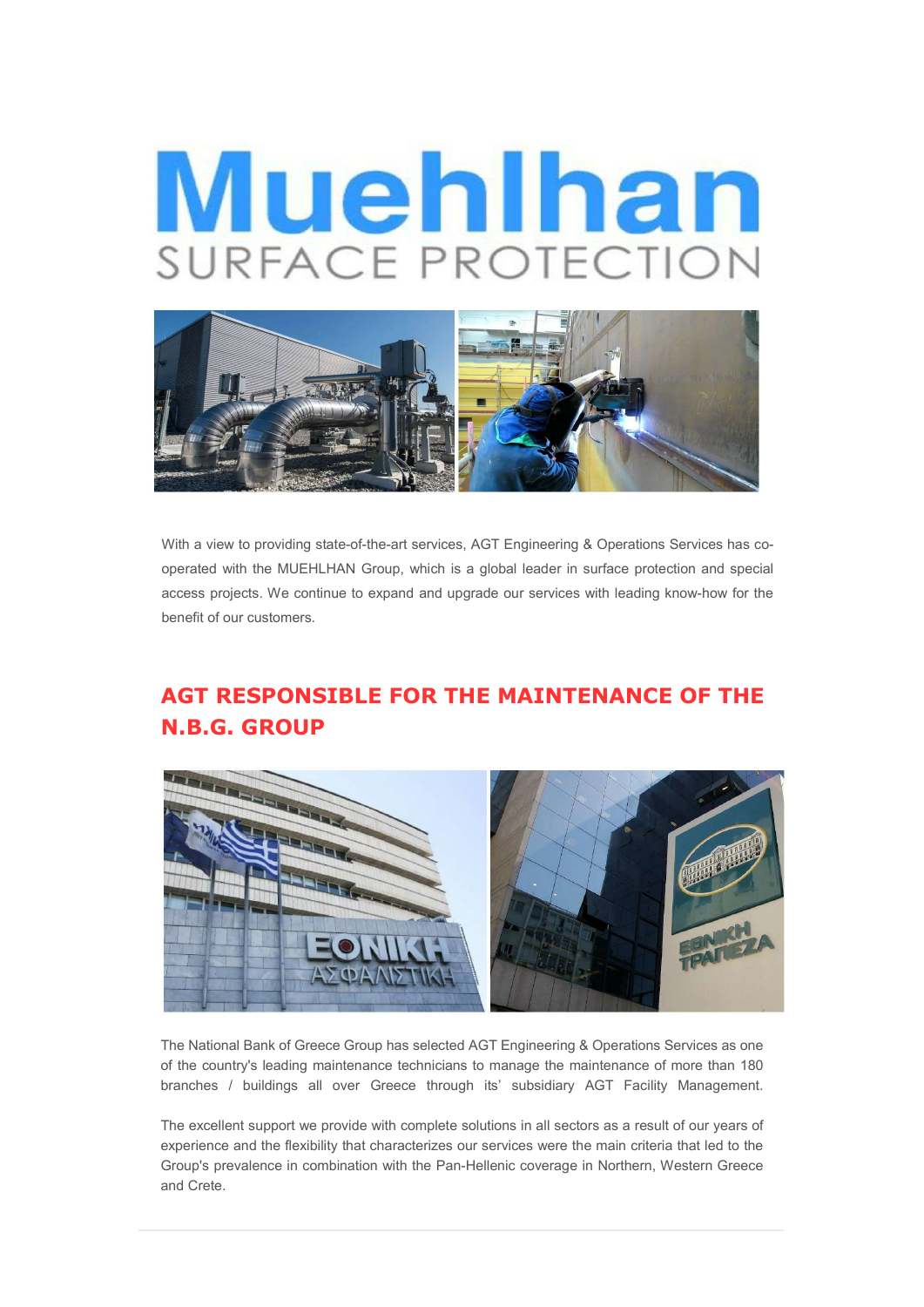# Muehlhan

SURFACE PROTECTION

With a view to providing state-of-the-art services, AGT Engineering & Operations Services has co-operated with the MUEHLHAN Group, which is a global leader in surface protection and special access projects. We continue to expand and upgrade our services with leading know-how for the benefit of our customers.

## AGT RESPONSIBLE FOR THE MAINTENANCE OF THE N.B.G. GROUP

The National Bank of Greece Group has selected AGT Engineering & Operations Services as one of the country's leading maintenance technicians to manage the maintenance of more than 180 branches / buildings all over Greece through its' subsidiary AGT Facility Management.

The excellent support we provide with complete solutions in all sectors as a result of our years of experience and the flexibility that characterizes our services were the main criteria that led to the Group's prevalence in combination with the Pan-Hellenic coverage in Northern, Western Greece and Crete.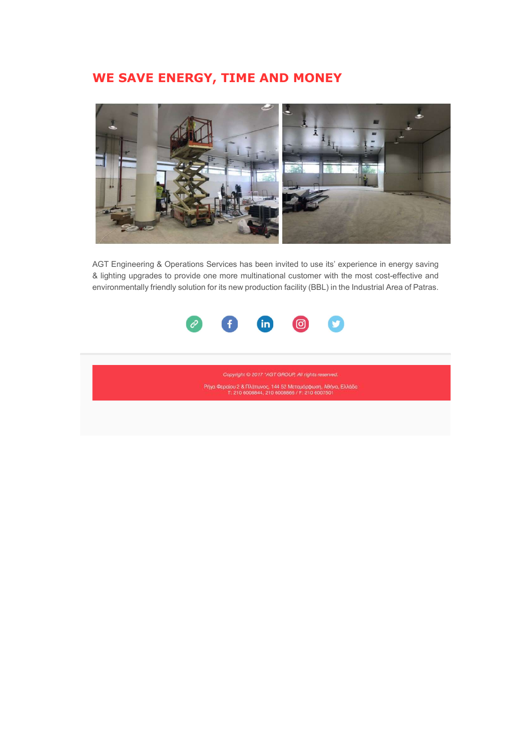## WE SAVE ENERGY, TIME AND MONEY

AGT Engineering & Operations Services has been invited to use its' experience in energy saving & lighting upgrades to provide one more multinational customer with the most cost-effective and environmentally friendly solution for its new production facility (BBL) in the Industrial Area of Patras.

Copyright © 2017 "AGT GROUP, All rights reserved.

Ρήγα Φεραίου 2 & Πλάτωνος, 144 52 Μεταμόρφωση, Αθήνα, Ελλάδα
T: 210 6008844, 210 6008865 / F: 210 6007501